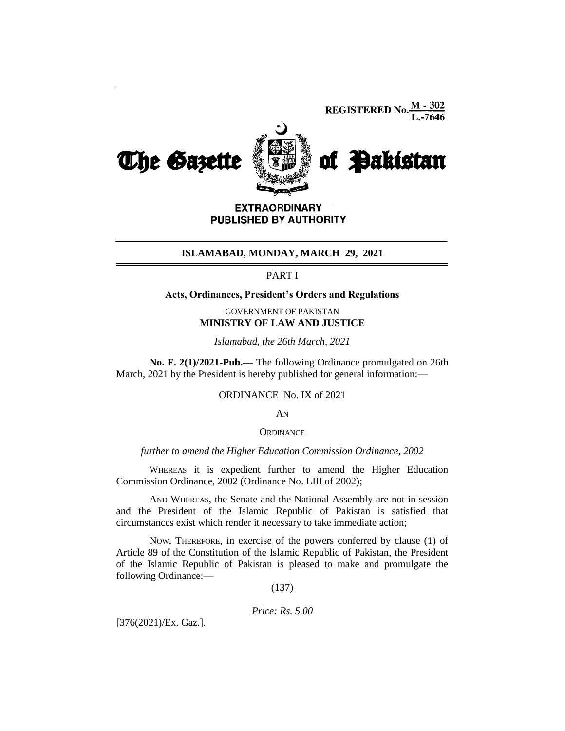REGISTERED No. M - 302 / L.-7646

# The Gazette of Pakistan

**EXTRAORDINARY**
**PUBLISHED BY AUTHORITY**

**ISLAMABAD, MONDAY, MARCH 29, 2021**

PART I

**Acts, Ordinances, President's Orders and Regulations**

GOVERNMENT OF PAKISTAN
**MINISTRY OF LAW AND JUSTICE**

*Islamabad, the 26th March, 2021*

**No. F. 2(1)/2021-Pub.—** The following Ordinance promulgated on 26th March, 2021 by the President is hereby published for general information:—

ORDINANCE No. IX of 2021

AN

ORDINANCE

*further to amend the Higher Education Commission Ordinance, 2002*

WHEREAS it is expedient further to amend the Higher Education Commission Ordinance, 2002 (Ordinance No. LIII of 2002);

AND WHEREAS, the Senate and the National Assembly are not in session and the President of the Islamic Republic of Pakistan is satisfied that circumstances exist which render it necessary to take immediate action;

NOW, THEREFORE, in exercise of the powers conferred by clause (1) of Article 89 of the Constitution of the Islamic Republic of Pakistan, the President of the Islamic Republic of Pakistan is pleased to make and promulgate the following Ordinance:—

*Price: Rs. 5.00*

[376(2021)/Ex. Gaz.].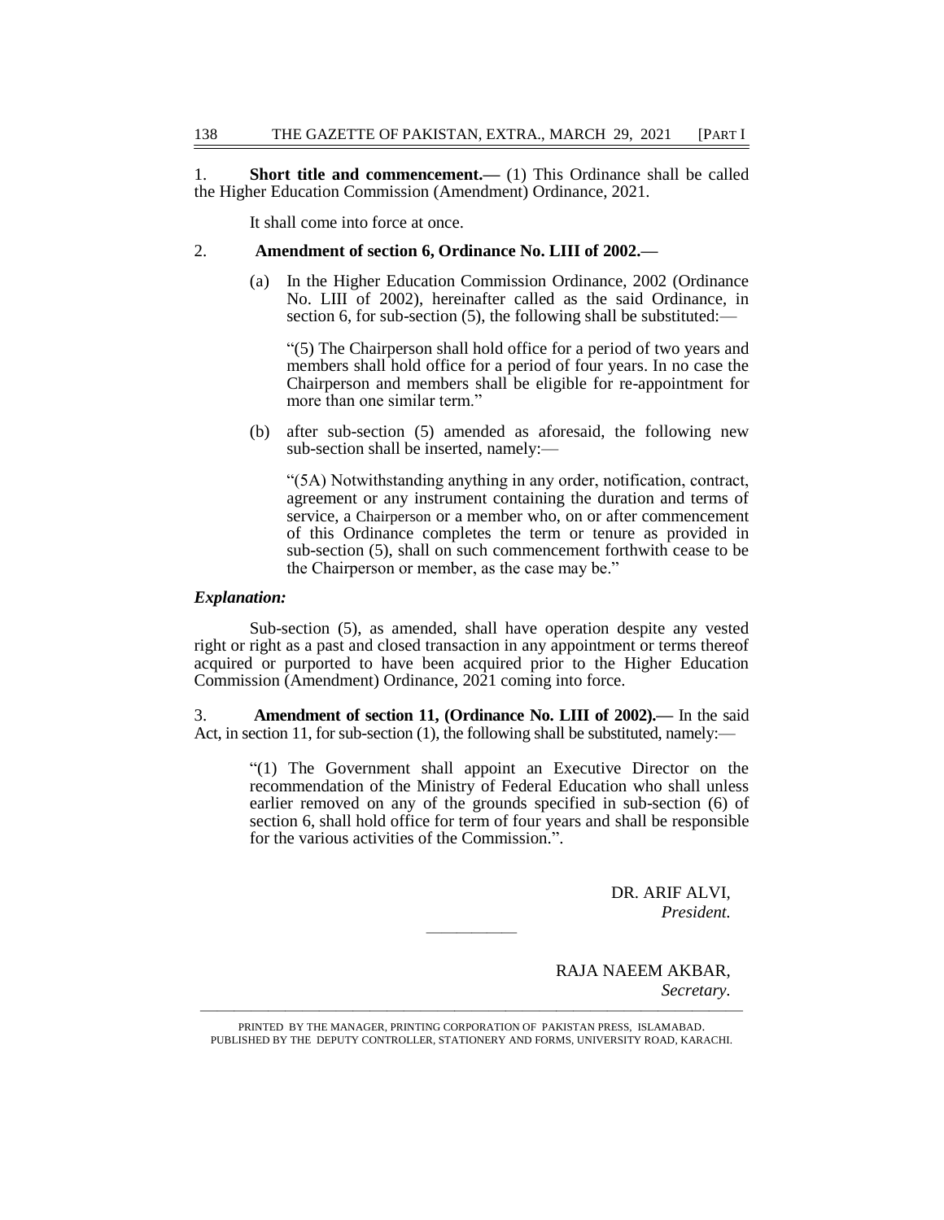1. **Short title and commencement.—** (1) This Ordinance shall be called the Higher Education Commission (Amendment) Ordinance, 2021.

It shall come into force at once.

2. **Amendment of section 6, Ordinance No. LIII of 2002.—**

(a) In the Higher Education Commission Ordinance, 2002 (Ordinance No. LIII of 2002), hereinafter called as the said Ordinance, in section 6, for sub-section (5), the following shall be substituted:—

> "(5) The Chairperson shall hold office for a period of two years and members shall hold office for a period of four years. In no case the Chairperson and members shall be eligible for re-appointment for more than one similar term."

(b) after sub-section (5) amended as aforesaid, the following new sub-section shall be inserted, namely:—

> "(5A) Notwithstanding anything in any order, notification, contract, agreement or any instrument containing the duration and terms of service, a Chairperson or a member who, on or after commencement of this Ordinance completes the term or tenure as provided in sub-section (5), shall on such commencement forthwith cease to be the Chairperson or member, as the case may be."

***Explanation:***

Sub-section (5), as amended, shall have operation despite any vested right or right as a past and closed transaction in any appointment or terms thereof acquired or purported to have been acquired prior to the Higher Education Commission (Amendment) Ordinance, 2021 coming into force.

3. **Amendment of section 11, (Ordinance No. LIII of 2002).—** In the said Act, in section 11, for sub-section (1), the following shall be substituted, namely:—

> "(1) The Government shall appoint an Executive Director on the recommendation of the Ministry of Federal Education who shall unless earlier removed on any of the grounds specified in sub-section (6) of section 6, shall hold office for term of four years and shall be responsible for the various activities of the Commission.".

DR. ARIF ALVI,
*President.*

---

RAJA NAEEM AKBAR,
*Secretary.*

---

PRINTED BY THE MANAGER, PRINTING CORPORATION OF PAKISTAN PRESS, ISLAMABAD.
PUBLISHED BY THE DEPUTY CONTROLLER, STATIONERY AND FORMS, UNIVERSITY ROAD, KARACHI.